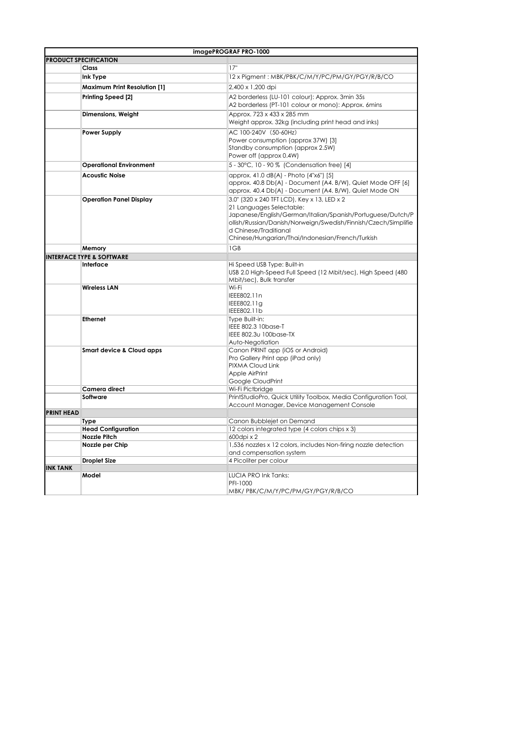| imagePROGRAF PRO-1000 | | |
|---|---|---|
| **PRODUCT SPECIFICATION** | | |
| | **Class** | 17" |
| | **Ink Type** | 12 x Pigment : MBK/PBK/C/M/Y/PC/PM/GY/PGY/R/B/CO |
| | **Maximum Print Resolution [1]** | 2,400 x 1,200 dpi |
| | **Printing Speed [2]** | A2 borderless (LU-101 colour): Approx. 3min 35s<br>A2 borderless (PT-101 colour or mono): Approx. 6mins |
| | **Dimensions, Weight** | Approx. 723 x 433 x 285 mm<br>Weight approx. 32kg (including print head and inks) |
| | **Power Supply** | AC 100-240V (50-60Hz)<br>Power consumption (approx 37W) [3]<br>Standby consumption (approx 2.5W)<br>Power off (approx 0.4W) |
| | **Operational Environment** | 5 - 30°C, 10 - 90 % (Condensation free) [4] |
| | **Acoustic Noise** | approx. 41.0 dB(A) - Photo (4"x6") [5]<br>approx. 40.8 Db(A) - Document (A4. B/W), Quiet Mode OFF [6]<br>approx. 40.4 Db(A) - Document (A4. B/W), Quiet Mode ON |
| | **Operation Panel Display** | 3.0" (320 x 240 TFT LCD), Key x 13, LED x 2<br>21 Languages Selectable:<br>Japanese/English/German/Italian/Spanish/Portuguese/Dutch/Pollish/Russian/Danish/Norweign/Swedish/Finnish/Czech/Simplified Chinese/Traditianal Chinese/Hungarian/Thai/Indonesian/French/Turkish |
| | **Memory** | 1GB |
| **INTERFACE TYPE & SOFTWARE** | | |
| | **Interface** | Hi Speed USB Type: Built-in<br>USB 2.0 High-Speed Full Speed (12 Mbit/sec), High Speed (480 Mbit/sec), Bulk transfer |
| | **Wireless LAN** | Wi-Fi<br>IEEE802.11n<br>IEEE802.11g<br>IEEE802.11b |
| | **Ethernet** | Type Built-in:<br>IEEE 802.3 10base-T<br>IEEE 802.3u 100base-TX<br>Auto-Negotiation |
| | **Smart device & Cloud apps** | Canon PRINT app (iOS or Android)<br>Pro Gallery Print app (iPad only)<br>PIXMA Cloud Link<br>Apple AirPrint<br>Google CloudPrint |
| | **Camera direct** | Wi-Fi Pictbridge |
| | **Software** | PrintStudioPro, Quick Utility Toolbox, Media Configuration Tool, Account Manager, Device Management Console |
| **PRINT HEAD** | | |
| | **Type** | Canon Bubblejet on Demand |
| | **Head Configuration** | 12 colors integrated type (4 colors chips x 3) |
| | **Nozzle Pitch** | 600dpi x 2 |
| | **Nozzle per Chip** | 1,536 nozzles x 12 colors, includes Non-firing nozzle detection and compensation system |
| | **Droplet Size** | 4 Picoliter per colour |
| **INK TANK** | | |
| | **Model** | LUCIA PRO Ink Tanks:<br>PFI-1000<br>MBK/ PBK/C/M/Y/PC/PM/GY/PGY/R/B/CO |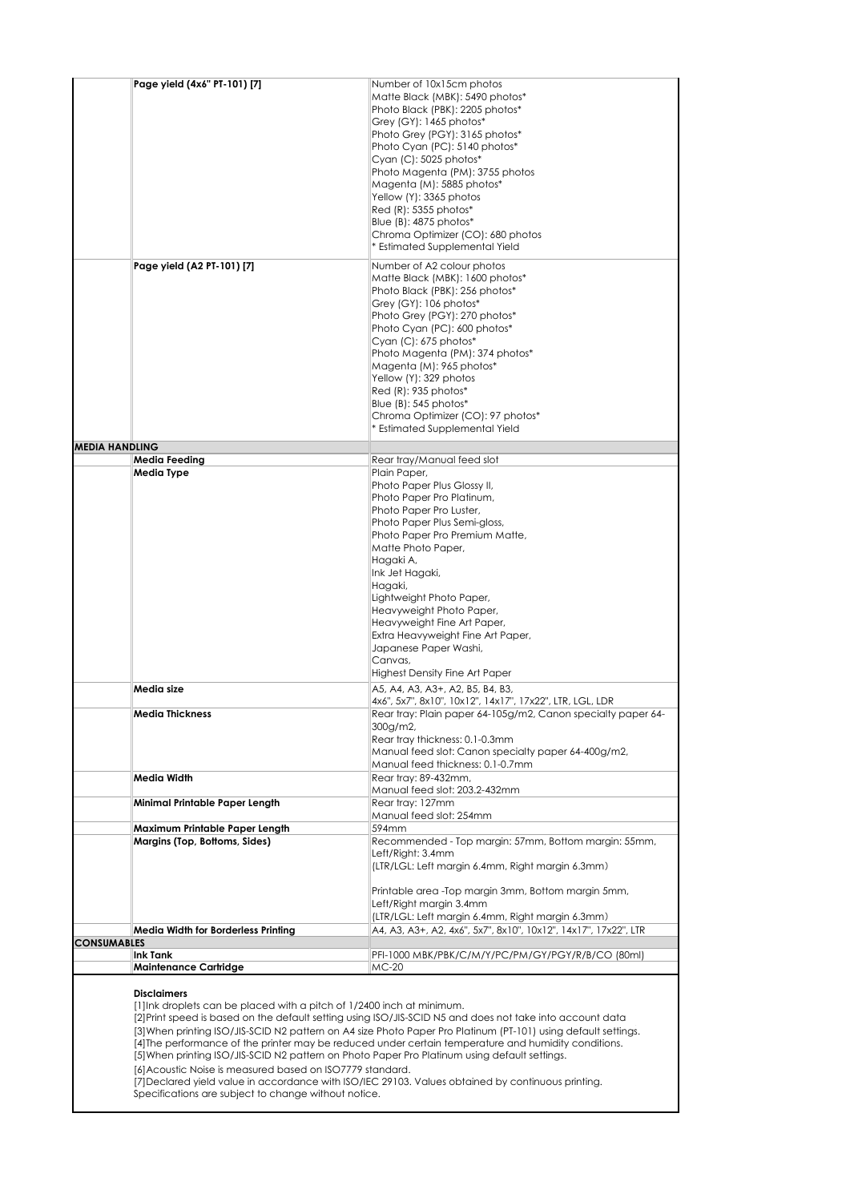| | | |
|---|---|---|
| | **Page yield (4x6" PT-101) [7]** | Number of 10x15cm photos<br>Matte Black (MBK): 5490 photos*<br>Photo Black (PBK): 2205 photos*<br>Grey (GY): 1465 photos*<br>Photo Grey (PGY): 3165 photos*<br>Photo Cyan (PC): 5140 photos*<br>Cyan (C): 5025 photos*<br>Photo Magenta (PM): 3755 photos<br>Magenta (M): 5885 photos*<br>Yellow (Y): 3365 photos<br>Red (R): 5355 photos*<br>Blue (B): 4875 photos*<br>Chroma Optimizer (CO): 680 photos<br>* Estimated Supplemental Yield |
| | **Page yield (A2 PT-101) [7]** | Number of A2 colour photos<br>Matte Black (MBK): 1600 photos*<br>Photo Black (PBK): 256 photos*<br>Grey (GY): 106 photos*<br>Photo Grey (PGY): 270 photos*<br>Photo Cyan (PC): 600 photos*<br>Cyan (C): 675 photos*<br>Photo Magenta (PM): 374 photos*<br>Magenta (M): 965 photos*<br>Yellow (Y): 329 photos<br>Red (R): 935 photos*<br>Blue (B): 545 photos*<br>Chroma Optimizer (CO): 97 photos*<br>* Estimated Supplemental Yield |
| **MEDIA HANDLING** | | |
| | **Media Feeding** | Rear tray/Manual feed slot |
| | **Media Type** | Plain Paper,<br>Photo Paper Plus Glossy II,<br>Photo Paper Pro Platinum,<br>Photo Paper Pro Luster,<br>Photo Paper Plus Semi-gloss,<br>Photo Paper Pro Premium Matte,<br>Matte Photo Paper,<br>Hagaki A,<br>Ink Jet Hagaki,<br>Hagaki,<br>Lightweight Photo Paper,<br>Heavyweight Photo Paper,<br>Heavyweight Fine Art Paper,<br>Extra Heavyweight Fine Art Paper,<br>Japanese Paper Washi,<br>Canvas,<br>Highest Density Fine Art Paper |
| | **Media size** | A5, A4, A3, A3+, A2, B5, B4, B3,<br>4x6", 5x7", 8x10", 10x12", 14x17", 17x22", LTR, LGL, LDR |
| | **Media Thickness** | Rear tray: Plain paper 64-105g/m2, Canon specialty paper 64-300g/m2,<br>Rear tray thickness: 0.1-0.3mm<br>Manual feed slot: Canon specialty paper 64-400g/m2,<br>Manual feed thickness: 0.1-0.7mm |
| | **Media Width** | Rear tray: 89-432mm,<br>Manual feed slot: 203.2-432mm |
| | **Minimal Printable Paper Length** | Rear tray: 127mm<br>Manual feed slot: 254mm |
| | **Maximum Printable Paper Length** | 594mm |
| | **Margins (Top, Bottoms, Sides)** | Recommended - Top margin: 57mm, Bottom margin: 55mm, Left/Right: 3.4mm<br>(LTR/LGL: Left margin 6.4mm, Right margin 6.3mm)<br><br>Printable area -Top margin 3mm, Bottom margin 5mm, Left/Right margin 3.4mm<br>(LTR/LGL: Left margin 6.4mm, Right margin 6.3mm) |
| | **Media Width for Borderless Printing** | A4, A3, A3+, A2, 4x6", 5x7", 8x10", 10x12", 14x17", 17x22", LTR |
| **CONSUMABLES** | | |
| | **Ink Tank** | PFI-1000 MBK/PBK/C/M/Y/PC/PM/GY/PGY/R/B/CO (80ml) |
| | **Maintenance Cartridge** | MC-20 |

**Disclaimers**

[1]Ink droplets can be placed with a pitch of 1/2400 inch at minimum.
[2]Print speed is based on the default setting using ISO/JIS-SCID N5 and does not take into account data
[3]When printing ISO/JIS-SCID N2 pattern on A4 size Photo Paper Pro Platinum (PT-101) using default settings.
[4]The performance of the printer may be reduced under certain temperature and humidity conditions.
[5]When printing ISO/JIS-SCID N2 pattern on Photo Paper Pro Platinum using default settings.
[6]Acoustic Noise is measured based on ISO7779 standard.
[7]Declared yield value in accordance with ISO/IEC 29103. Values obtained by continuous printing.
Specifications are subject to change without notice.